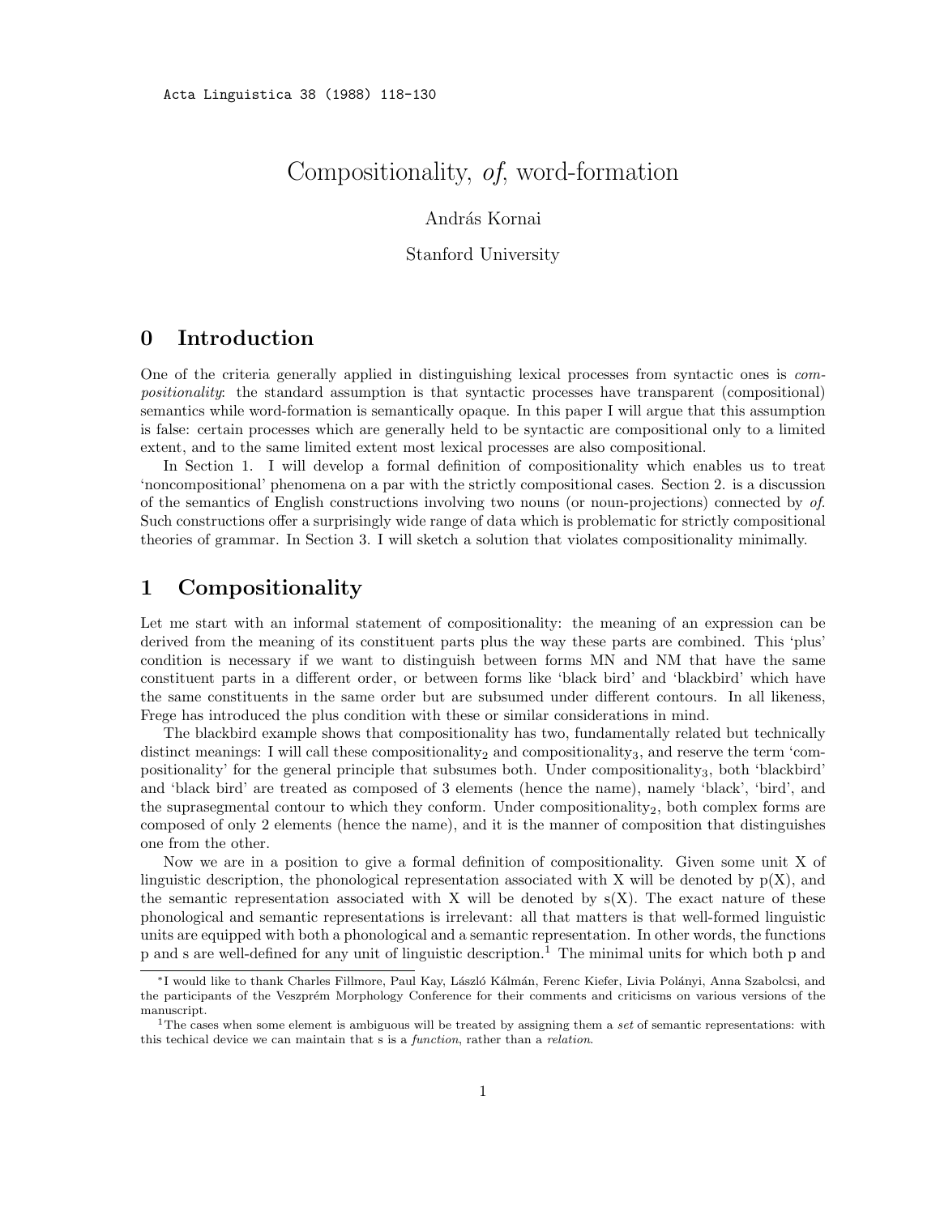Acta Linguistica 38 (1988) 118-130

# Compositionality, *of*, word-formation

András Kornai

Stanford University

## 0 Introduction

One of the criteria generally applied in distinguishing lexical processes from syntactic ones is *compositionality*: the standard assumption is that syntactic processes have transparent (compositional) semantics while word-formation is semantically opaque. In this paper I will argue that this assumption is false: certain processes which are generally held to be syntactic are compositional only to a limited extent, and to the same limited extent most lexical processes are also compositional.

In Section 1. I will develop a formal definition of compositionality which enables us to treat 'noncompositional' phenomena on a par with the strictly compositional cases. Section 2. is a discussion of the semantics of English constructions involving two nouns (or noun-projections) connected by *of*. Such constructions offer a surprisingly wide range of data which is problematic for strictly compositional theories of grammar. In Section 3. I will sketch a solution that violates compositionality minimally.

## 1 Compositionality

Let me start with an informal statement of compositionality: the meaning of an expression can be derived from the meaning of its constituent parts plus the way these parts are combined. This 'plus' condition is necessary if we want to distinguish between forms MN and NM that have the same constituent parts in a different order, or between forms like 'black bird' and 'blackbird' which have the same constituents in the same order but are subsumed under different contours. In all likeness, Frege has introduced the plus condition with these or similar considerations in mind.

The blackbird example shows that compositionality has two, fundamentally related but technically distinct meanings: I will call these compositionality$_2$ and compositionality$_3$, and reserve the term 'compositionality' for the general principle that subsumes both. Under compositionality$_3$, both 'blackbird' and 'black bird' are treated as composed of 3 elements (hence the name), namely 'black', 'bird', and the suprasegmental contour to which they conform. Under compositionality$_2$, both complex forms are composed of only 2 elements (hence the name), and it is the manner of composition that distinguishes one from the other.

Now we are in a position to give a formal definition of compositionality. Given some unit X of linguistic description, the phonological representation associated with X will be denoted by p(X), and the semantic representation associated with X will be denoted by s(X). The exact nature of these phonological and semantic representations is irrelevant: all that matters is that well-formed linguistic units are equipped with both a phonological and a semantic representation. In other words, the functions p and s are well-defined for any unit of linguistic description.[1] The minimal units for which both p and

---

*I would like to thank Charles Fillmore, Paul Kay, László Kálmán, Ferenc Kiefer, Livia Polányi, Anna Szabolcsi, and the participants of the Veszprém Morphology Conference for their comments and criticisms on various versions of the manuscript.

[1] The cases when some element is ambiguous will be treated by assigning them a *set* of semantic representations: with this techical device we can maintain that s is a *function*, rather than a *relation*.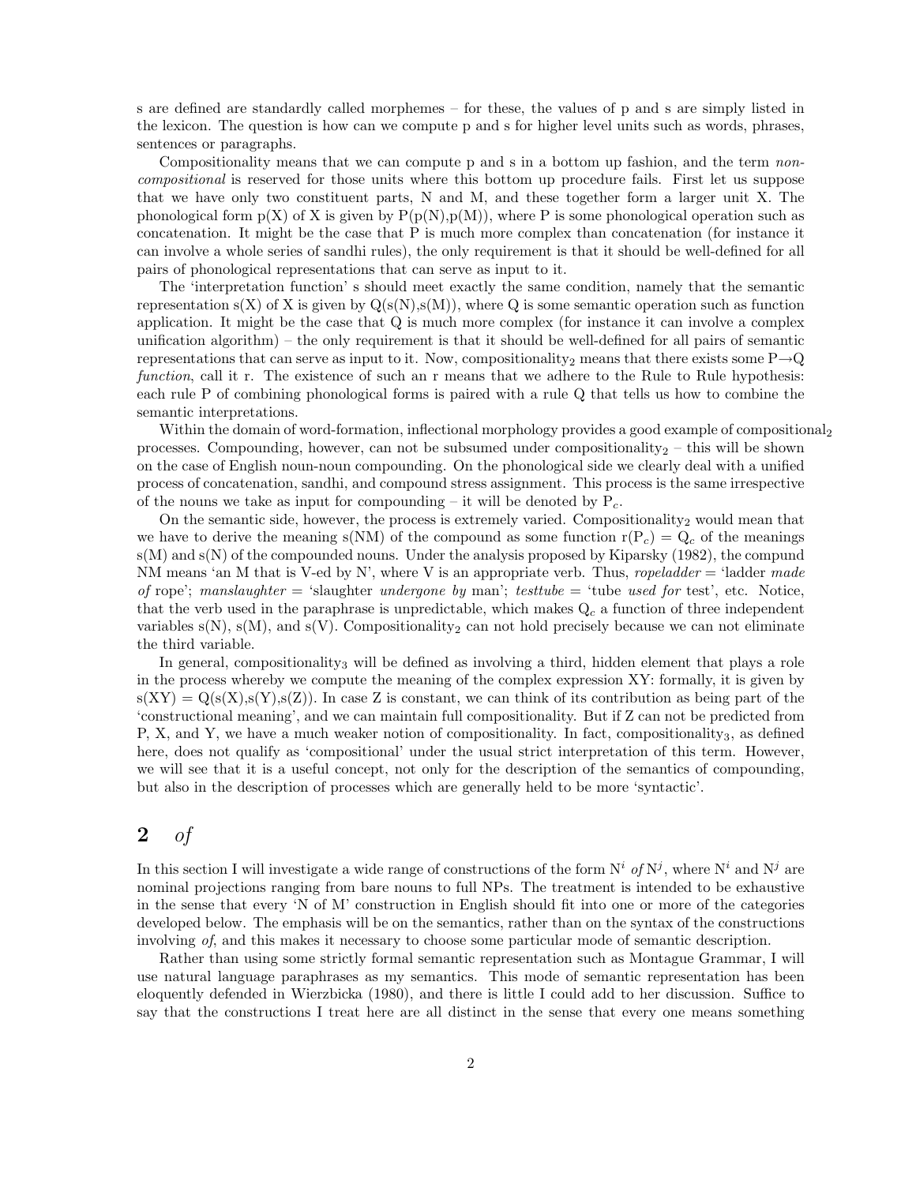s are defined are standardly called morphemes – for these, the values of p and s are simply listed in the lexicon. The question is how can we compute p and s for higher level units such as words, phrases, sentences or paragraphs.

Compositionality means that we can compute p and s in a bottom up fashion, and the term *non-compositional* is reserved for those units where this bottom up procedure fails. First let us suppose that we have only two constituent parts, N and M, and these together form a larger unit X. The phonological form p(X) of X is given by P(p(N),p(M)), where P is some phonological operation such as concatenation. It might be the case that P is much more complex than concatenation (for instance it can involve a whole series of sandhi rules), the only requirement is that it should be well-defined for all pairs of phonological representations that can serve as input to it.

The 'interpretation function' s should meet exactly the same condition, namely that the semantic representation s(X) of X is given by Q(s(N),s(M)), where Q is some semantic operation such as function application. It might be the case that Q is much more complex (for instance it can involve a complex unification algorithm) – the only requirement is that it should be well-defined for all pairs of semantic representations that can serve as input to it. Now, compositionality$_2$ means that there exists some P$\rightarrow$Q *function*, call it r. The existence of such an r means that we adhere to the Rule to Rule hypothesis: each rule P of combining phonological forms is paired with a rule Q that tells us how to combine the semantic interpretations.

Within the domain of word-formation, inflectional morphology provides a good example of compositional$_2$ processes. Compounding, however, can not be subsumed under compositionality$_2$ – this will be shown on the case of English noun-noun compounding. On the phonological side we clearly deal with a unified process of concatenation, sandhi, and compound stress assignment. This process is the same irrespective of the nouns we take as input for compounding – it will be denoted by $P_c$.

On the semantic side, however, the process is extremely varied. Compositionality$_2$ would mean that we have to derive the meaning s(NM) of the compound as some function $r(P_c) = Q_c$ of the meanings s(M) and s(N) of the compounded nouns. Under the analysis proposed by Kiparsky (1982), the compund NM means 'an M that is V-ed by N', where V is an appropriate verb. Thus, *ropeladder* = 'ladder *made of* rope'; *manslaughter* = 'slaughter *undergone by* man'; *testtube* = 'tube *used for* test', etc. Notice, that the verb used in the paraphrase is unpredictable, which makes $Q_c$ a function of three independent variables s(N), s(M), and s(V). Compositionality$_2$ can not hold precisely because we can not eliminate the third variable.

In general, compositionality$_3$ will be defined as involving a third, hidden element that plays a role in the process whereby we compute the meaning of the complex expression XY: formally, it is given by s(XY) = Q(s(X),s(Y),s(Z)). In case Z is constant, we can think of its contribution as being part of the 'constructional meaning', and we can maintain full compositionality. But if Z can not be predicted from P, X, and Y, we have a much weaker notion of compositionality. In fact, compositionality$_3$, as defined here, does not qualify as 'compositional' under the usual strict interpretation of this term. However, we will see that it is a useful concept, not only for the description of the semantics of compounding, but also in the description of processes which are generally held to be more 'syntactic'.

## 2 *of*

In this section I will investigate a wide range of constructions of the form $N^i$ *of* $N^j$, where $N^i$ and $N^j$ are nominal projections ranging from bare nouns to full NPs. The treatment is intended to be exhaustive in the sense that every 'N of M' construction in English should fit into one or more of the categories developed below. The emphasis will be on the semantics, rather than on the syntax of the constructions involving *of*, and this makes it necessary to choose some particular mode of semantic description.

Rather than using some strictly formal semantic representation such as Montague Grammar, I will use natural language paraphrases as my semantics. This mode of semantic representation has been eloquently defended in Wierzbicka (1980), and there is little I could add to her discussion. Suffice to say that the constructions I treat here are all distinct in the sense that every one means something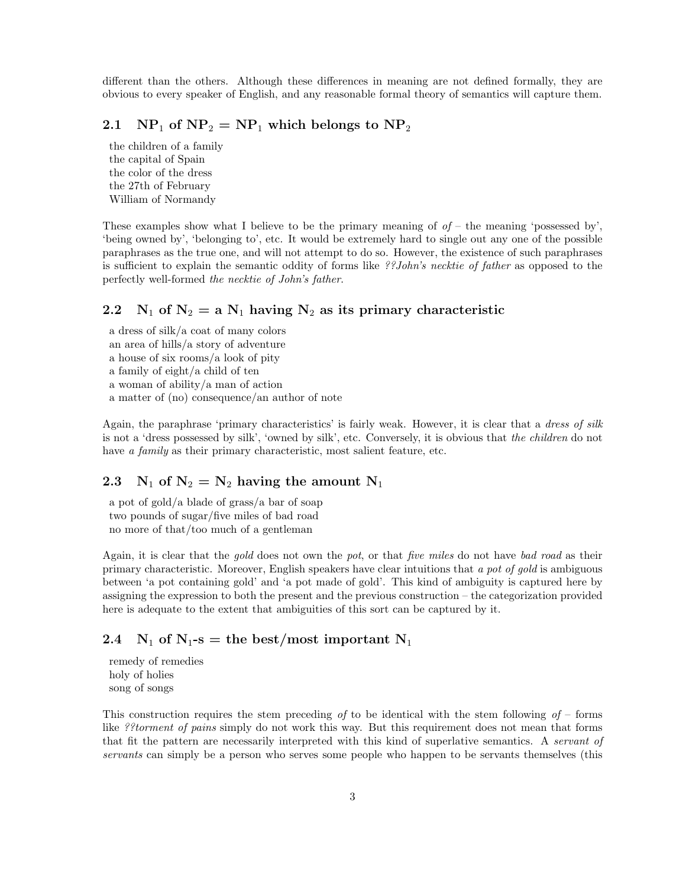different than the others. Although these differences in meaning are not defined formally, they are obvious to every speaker of English, and any reasonable formal theory of semantics will capture them.

## 2.1 $NP_1$ of $NP_2$ = $NP_1$ which belongs to $NP_2$

the children of a family
the capital of Spain
the color of the dress
the 27th of February
William of Normandy

These examples show what I believe to be the primary meaning of *of* – the meaning 'possessed by', 'being owned by', 'belonging to', etc. It would be extremely hard to single out any one of the possible paraphrases as the true one, and will not attempt to do so. However, the existence of such paraphrases is sufficient to explain the semantic oddity of forms like *??John's necktie of father* as opposed to the perfectly well-formed *the necktie of John's father*.

## 2.2 $N_1$ of $N_2$ = a $N_1$ having $N_2$ as its primary characteristic

a dress of silk/a coat of many colors
an area of hills/a story of adventure
a house of six rooms/a look of pity
a family of eight/a child of ten
a woman of ability/a man of action
a matter of (no) consequence/an author of note

Again, the paraphrase 'primary characteristics' is fairly weak. However, it is clear that a *dress of silk* is not a 'dress possessed by silk', 'owned by silk', etc. Conversely, it is obvious that *the children* do not have *a family* as their primary characteristic, most salient feature, etc.

## 2.3 $N_1$ of $N_2$ = $N_2$ having the amount $N_1$

a pot of gold/a blade of grass/a bar of soap
two pounds of sugar/five miles of bad road
no more of that/too much of a gentleman

Again, it is clear that the *gold* does not own the *pot*, or that *five miles* do not have *bad road* as their primary characteristic. Moreover, English speakers have clear intuitions that *a pot of gold* is ambiguous between 'a pot containing gold' and 'a pot made of gold'. This kind of ambiguity is captured here by assigning the expression to both the present and the previous construction – the categorization provided here is adequate to the extent that ambiguities of this sort can be captured by it.

## 2.4 $N_1$ of $N_1$-s = the best/most important $N_1$

remedy of remedies
holy of holies
song of songs

This construction requires the stem preceding *of* to be identical with the stem following *of* – forms like *??torment of pains* simply do not work this way. But this requirement does not mean that forms that fit the pattern are necessarily interpreted with this kind of superlative semantics. A *servant of servants* can simply be a person who serves some people who happen to be servants themselves (this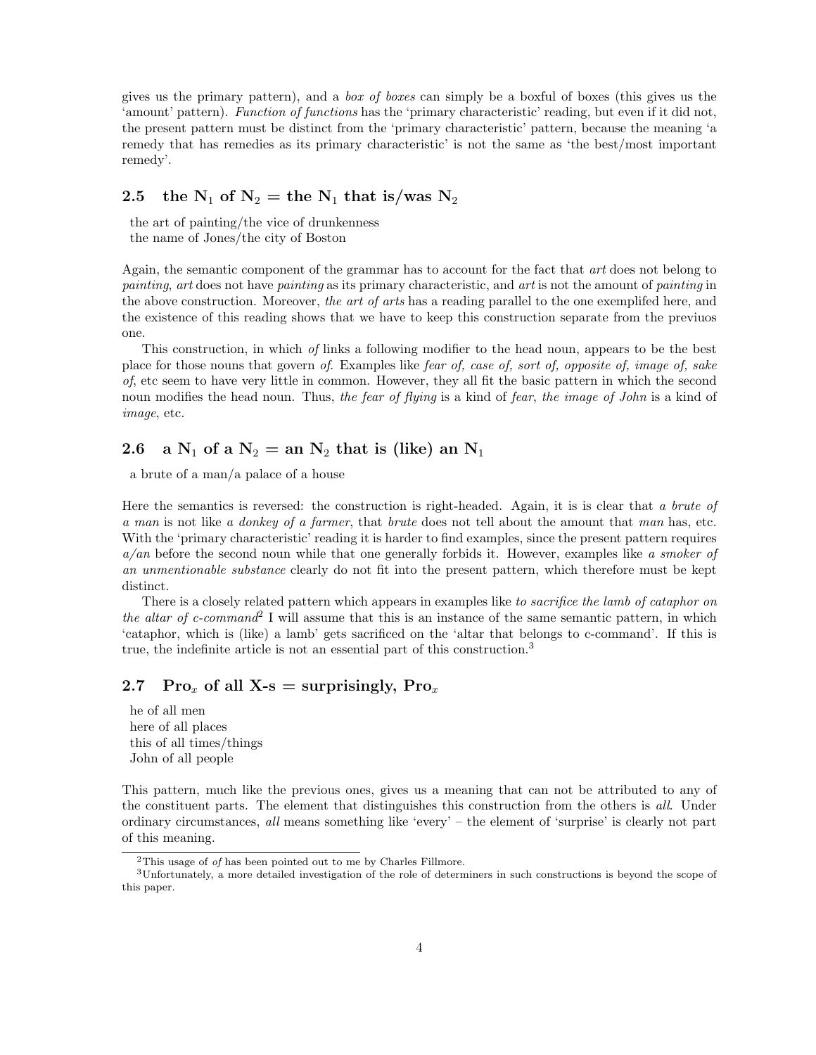gives us the primary pattern), and a *box of boxes* can simply be a boxful of boxes (this gives us the 'amount' pattern). *Function of functions* has the 'primary characteristic' reading, but even if it did not, the present pattern must be distinct from the 'primary characteristic' pattern, because the meaning 'a remedy that has remedies as its primary characteristic' is not the same as 'the best/most important remedy'.

## 2.5 the $N_1$ of $N_2$ = the $N_1$ that is/was $N_2$

the art of painting/the vice of drunkenness
the name of Jones/the city of Boston

Again, the semantic component of the grammar has to account for the fact that *art* does not belong to *painting*, *art* does not have *painting* as its primary characteristic, and *art* is not the amount of *painting* in the above construction. Moreover, *the art of arts* has a reading parallel to the one exemplifed here, and the existence of this reading shows that we have to keep this construction separate from the previuos one.

This construction, in which *of* links a following modifier to the head noun, appears to be the best place for those nouns that govern *of*. Examples like *fear of, case of, sort of, opposite of, image of, sake of*, etc seem to have very little in common. However, they all fit the basic pattern in which the second noun modifies the head noun. Thus, *the fear of flying* is a kind of *fear*, *the image of John* is a kind of *image*, etc.

## 2.6 a $N_1$ of a $N_2$ = an $N_2$ that is (like) an $N_1$

a brute of a man/a palace of a house

Here the semantics is reversed: the construction is right-headed. Again, it is is clear that *a brute of a man* is not like *a donkey of a farmer*, that *brute* does not tell about the amount that *man* has, etc. With the 'primary characteristic' reading it is harder to find examples, since the present pattern requires *a/an* before the second noun while that one generally forbids it. However, examples like *a smoker of an unmentionable substance* clearly do not fit into the present pattern, which therefore must be kept distinct.

There is a closely related pattern which appears in examples like *to sacrifice the lamb of cataphor on the altar of c-command*[2] I will assume that this is an instance of the same semantic pattern, in which 'cataphor, which is (like) a lamb' gets sacrificed on the 'altar that belongs to c-command'. If this is true, the indefinite article is not an essential part of this construction.[3]

## 2.7 $\text{Pro}_x$ of all X-s = surprisingly, $\text{Pro}_x$

he of all men
here of all places
this of all times/things
John of all people

This pattern, much like the previous ones, gives us a meaning that can not be attributed to any of the constituent parts. The element that distinguishes this construction from the others is *all*. Under ordinary circumstances, *all* means something like 'every' – the element of 'surprise' is clearly not part of this meaning.

[2] This usage of *of* has been pointed out to me by Charles Fillmore.

[3] Unfortunately, a more detailed investigation of the role of determiners in such constructions is beyond the scope of this paper.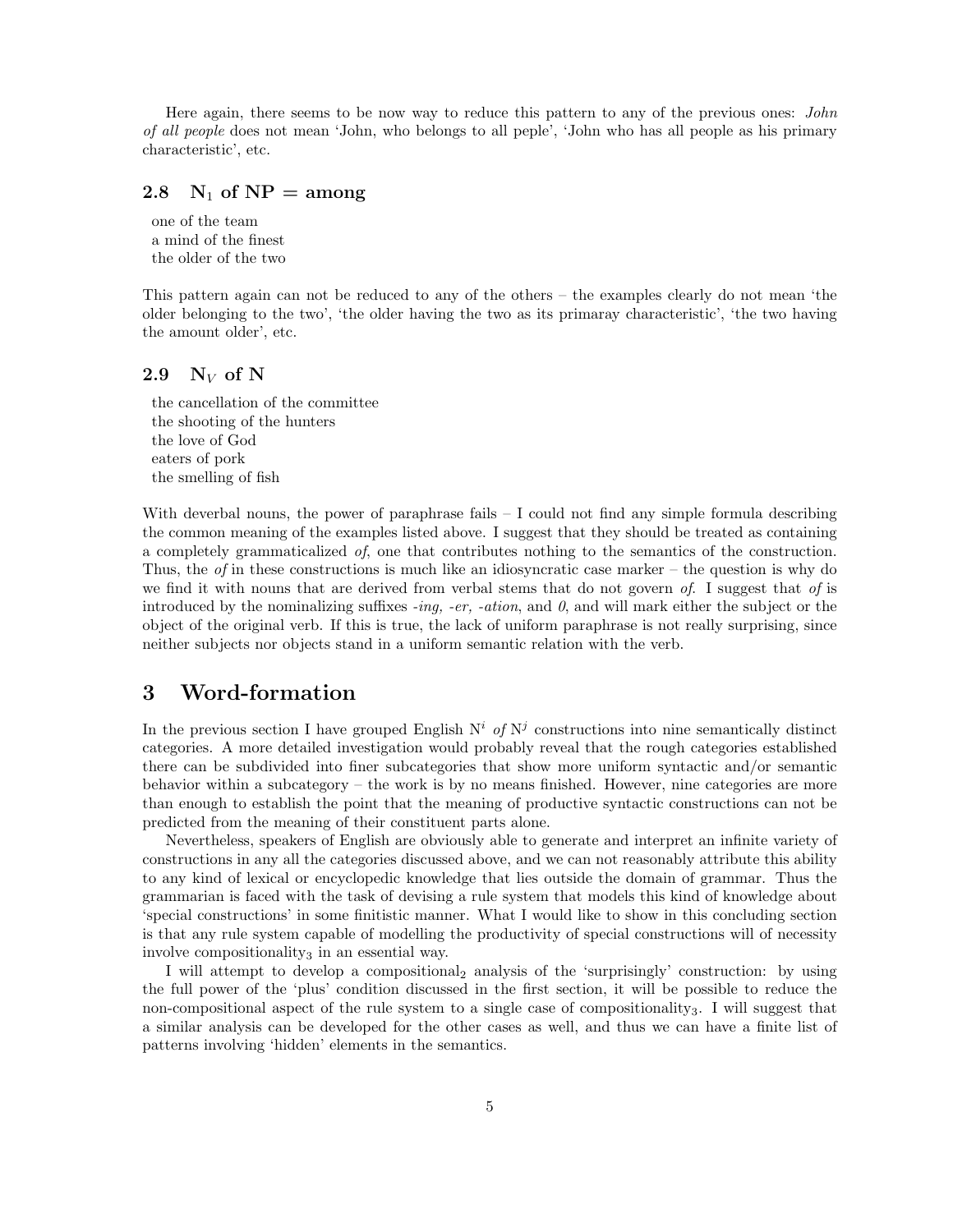Here again, there seems to be now way to reduce this pattern to any of the previous ones: *John of all people* does not mean 'John, who belongs to all peple', 'John who has all people as his primary characteristic', etc.

### 2.8 $N_1$ of NP = among

one of the team
a mind of the finest
the older of the two

This pattern again can not be reduced to any of the others – the examples clearly do not mean 'the older belonging to the two', 'the older having the two as its primaray characteristic', 'the two having the amount older', etc.

### 2.9 $N_V$ of N

the cancellation of the committee
the shooting of the hunters
the love of God
eaters of pork
the smelling of fish

With deverbal nouns, the power of paraphrase fails – I could not find any simple formula describing the common meaning of the examples listed above. I suggest that they should be treated as containing a completely grammaticalized *of*, one that contributes nothing to the semantics of the construction. Thus, the *of* in these constructions is much like an idiosyncratic case marker – the question is why do we find it with nouns that are derived from verbal stems that do not govern *of*. I suggest that *of* is introduced by the nominalizing suffixes *-ing, -er, -ation*, and *0*, and will mark either the subject or the object of the original verb. If this is true, the lack of uniform paraphrase is not really surprising, since neither subjects nor objects stand in a uniform semantic relation with the verb.

## 3 Word-formation

In the previous section I have grouped English $N^i$ *of* $N^j$ constructions into nine semantically distinct categories. A more detailed investigation would probably reveal that the rough categories established there can be subdivided into finer subcategories that show more uniform syntactic and/or semantic behavior within a subcategory – the work is by no means finished. However, nine categories are more than enough to establish the point that the meaning of productive syntactic constructions can not be predicted from the meaning of their constituent parts alone.

Nevertheless, speakers of English are obviously able to generate and interpret an infinite variety of constructions in any all the categories discussed above, and we can not reasonably attribute this ability to any kind of lexical or encyclopedic knowledge that lies outside the domain of grammar. Thus the grammarian is faced with the task of devising a rule system that models this kind of knowledge about 'special constructions' in some finitistic manner. What I would like to show in this concluding section is that any rule system capable of modelling the productivity of special constructions will of necessity involve compositionality$_3$ in an essential way.

I will attempt to develop a compositional$_2$ analysis of the 'surprisingly' construction: by using the full power of the 'plus' condition discussed in the first section, it will be possible to reduce the non-compositional aspect of the rule system to a single case of compositionality$_3$. I will suggest that a similar analysis can be developed for the other cases as well, and thus we can have a finite list of patterns involving 'hidden' elements in the semantics.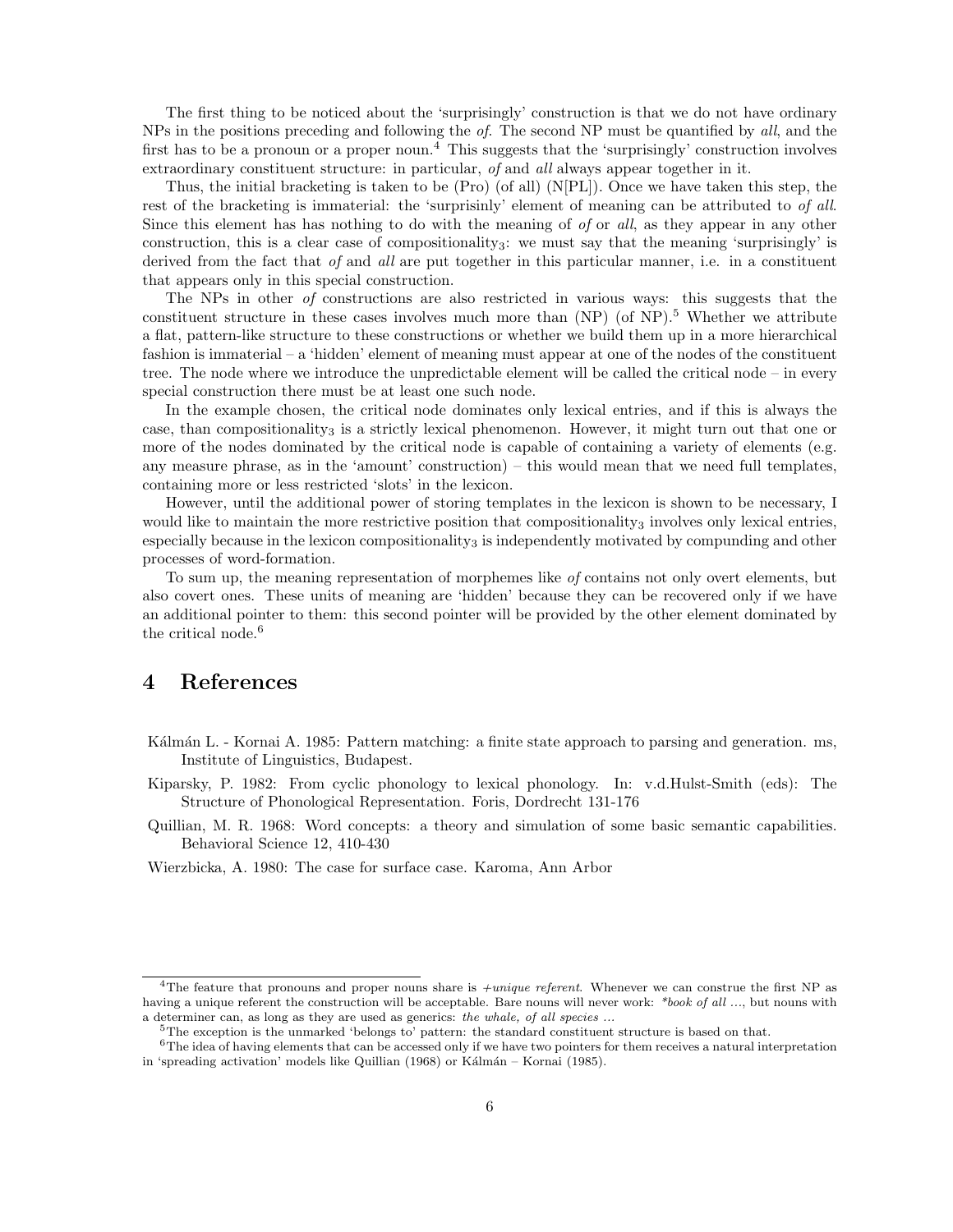The first thing to be noticed about the 'surprisingly' construction is that we do not have ordinary NPs in the positions preceding and following the *of*. The second NP must be quantified by *all*, and the first has to be a pronoun or a proper noun.[4] This suggests that the 'surprisingly' construction involves extraordinary constituent structure: in particular, *of* and *all* always appear together in it.

Thus, the initial bracketing is taken to be (Pro) (of all) (N[PL]). Once we have taken this step, the rest of the bracketing is immaterial: the 'surprisinly' element of meaning can be attributed to *of all*. Since this element has has nothing to do with the meaning of *of* or *all*, as they appear in any other construction, this is a clear case of compositionality$_3$: we must say that the meaning 'surprisingly' is derived from the fact that *of* and *all* are put together in this particular manner, i.e. in a constituent that appears only in this special construction.

The NPs in other *of* constructions are also restricted in various ways: this suggests that the constituent structure in these cases involves much more than (NP) (of NP).[5] Whether we attribute a flat, pattern-like structure to these constructions or whether we build them up in a more hierarchical fashion is immaterial – a 'hidden' element of meaning must appear at one of the nodes of the constituent tree. The node where we introduce the unpredictable element will be called the critical node – in every special construction there must be at least one such node.

In the example chosen, the critical node dominates only lexical entries, and if this is always the case, than compositionality$_3$ is a strictly lexical phenomenon. However, it might turn out that one or more of the nodes dominated by the critical node is capable of containing a variety of elements (e.g. any measure phrase, as in the 'amount' construction) – this would mean that we need full templates, containing more or less restricted 'slots' in the lexicon.

However, until the additional power of storing templates in the lexicon is shown to be necessary, I would like to maintain the more restrictive position that compositionality$_3$ involves only lexical entries, especially because in the lexicon compositionality$_3$ is independently motivated by compunding and other processes of word-formation.

To sum up, the meaning representation of morphemes like *of* contains not only overt elements, but also covert ones. These units of meaning are 'hidden' because they can be recovered only if we have an additional pointer to them: this second pointer will be provided by the other element dominated by the critical node.[6]

# 4 References

Kálmán L. - Kornai A. 1985: Pattern matching: a finite state approach to parsing and generation. ms, Institute of Linguistics, Budapest.

Kiparsky, P. 1982: From cyclic phonology to lexical phonology. In: v.d.Hulst-Smith (eds): The Structure of Phonological Representation. Foris, Dordrecht 131-176

Quillian, M. R. 1968: Word concepts: a theory and simulation of some basic semantic capabilities. Behavioral Science 12, 410-430

Wierzbicka, A. 1980: The case for surface case. Karoma, Ann Arbor

---

[4] The feature that pronouns and proper nouns share is *+unique referent*. Whenever we can construe the first NP as having a unique referent the construction will be acceptable. Bare nouns will never work: *\*book of all ...*, but nouns with a determiner can, as long as they are used as generics: *the whale, of all species ...*

[5] The exception is the unmarked 'belongs to' pattern: the standard constituent structure is based on that.

[6] The idea of having elements that can be accessed only if we have two pointers for them receives a natural interpretation in 'spreading activation' models like Quillian (1968) or Kálmán – Kornai (1985).